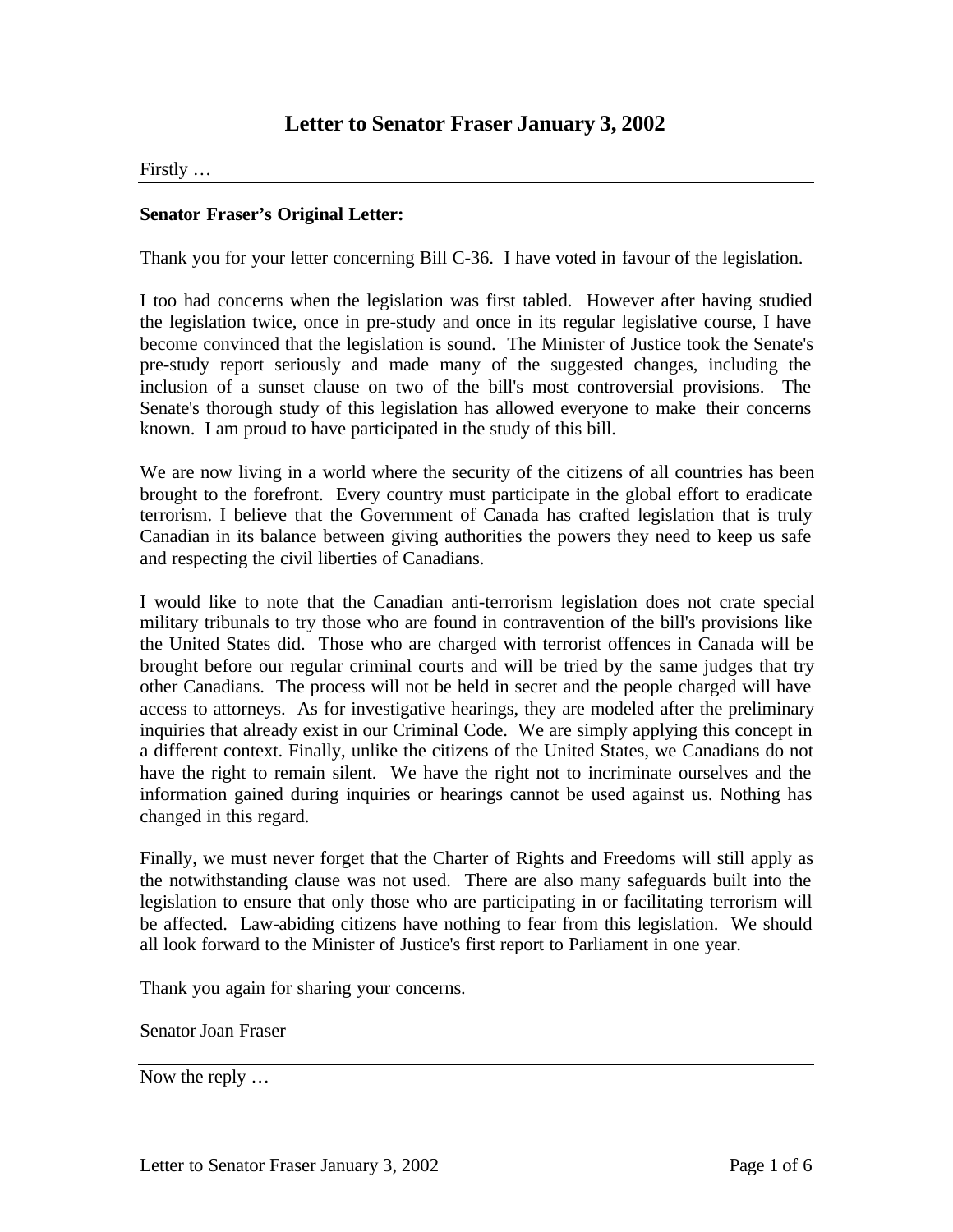# Letter to Senator Fraser January 3, 2002

Firstly …

---

**Senator Fraser's Original Letter:**

Thank you for your letter concerning Bill C-36. I have voted in favour of the legislation.

I too had concerns when the legislation was first tabled. However after having studied the legislation twice, once in pre-study and once in its regular legislative course, I have become convinced that the legislation is sound. The Minister of Justice took the Senate's pre-study report seriously and made many of the suggested changes, including the inclusion of a sunset clause on two of the bill's most controversial provisions. The Senate's thorough study of this legislation has allowed everyone to make their concerns known. I am proud to have participated in the study of this bill.

We are now living in a world where the security of the citizens of all countries has been brought to the forefront. Every country must participate in the global effort to eradicate terrorism. I believe that the Government of Canada has crafted legislation that is truly Canadian in its balance between giving authorities the powers they need to keep us safe and respecting the civil liberties of Canadians.

I would like to note that the Canadian anti-terrorism legislation does not crate special military tribunals to try those who are found in contravention of the bill's provisions like the United States did. Those who are charged with terrorist offences in Canada will be brought before our regular criminal courts and will be tried by the same judges that try other Canadians. The process will not be held in secret and the people charged will have access to attorneys. As for investigative hearings, they are modeled after the preliminary inquiries that already exist in our Criminal Code. We are simply applying this concept in a different context. Finally, unlike the citizens of the United States, we Canadians do not have the right to remain silent. We have the right not to incriminate ourselves and the information gained during inquiries or hearings cannot be used against us. Nothing has changed in this regard.

Finally, we must never forget that the Charter of Rights and Freedoms will still apply as the notwithstanding clause was not used. There are also many safeguards built into the legislation to ensure that only those who are participating in or facilitating terrorism will be affected. Law-abiding citizens have nothing to fear from this legislation. We should all look forward to the Minister of Justice's first report to Parliament in one year.

Thank you again for sharing your concerns.

Senator Joan Fraser

---

Now the reply …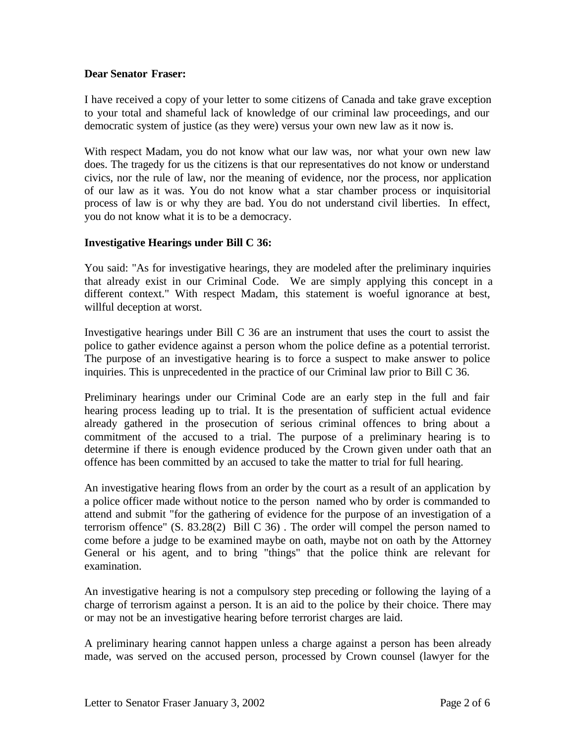**Dear Senator Fraser:**

I have received a copy of your letter to some citizens of Canada and take grave exception to your total and shameful lack of knowledge of our criminal law proceedings, and our democratic system of justice (as they were) versus your own new law as it now is.

With respect Madam, you do not know what our law was, nor what your own new law does. The tragedy for us the citizens is that our representatives do not know or understand civics, nor the rule of law, nor the meaning of evidence, nor the process, nor application of our law as it was. You do not know what a star chamber process or inquisitorial process of law is or why they are bad. You do not understand civil liberties. In effect, you do not know what it is to be a democracy.

**Investigative Hearings under Bill C 36:**

You said: "As for investigative hearings, they are modeled after the preliminary inquiries that already exist in our Criminal Code. We are simply applying this concept in a different context." With respect Madam, this statement is woeful ignorance at best, willful deception at worst.

Investigative hearings under Bill C 36 are an instrument that uses the court to assist the police to gather evidence against a person whom the police define as a potential terrorist. The purpose of an investigative hearing is to force a suspect to make answer to police inquiries. This is unprecedented in the practice of our Criminal law prior to Bill C 36.

Preliminary hearings under our Criminal Code are an early step in the full and fair hearing process leading up to trial. It is the presentation of sufficient actual evidence already gathered in the prosecution of serious criminal offences to bring about a commitment of the accused to a trial. The purpose of a preliminary hearing is to determine if there is enough evidence produced by the Crown given under oath that an offence has been committed by an accused to take the matter to trial for full hearing.

An investigative hearing flows from an order by the court as a result of an application by a police officer made without notice to the person named who by order is commanded to attend and submit "for the gathering of evidence for the purpose of an investigation of a terrorism offence" (S. 83.28(2) Bill C 36) . The order will compel the person named to come before a judge to be examined maybe on oath, maybe not on oath by the Attorney General or his agent, and to bring "things" that the police think are relevant for examination.

An investigative hearing is not a compulsory step preceding or following the laying of a charge of terrorism against a person. It is an aid to the police by their choice. There may or may not be an investigative hearing before terrorist charges are laid.

A preliminary hearing cannot happen unless a charge against a person has been already made, was served on the accused person, processed by Crown counsel (lawyer for the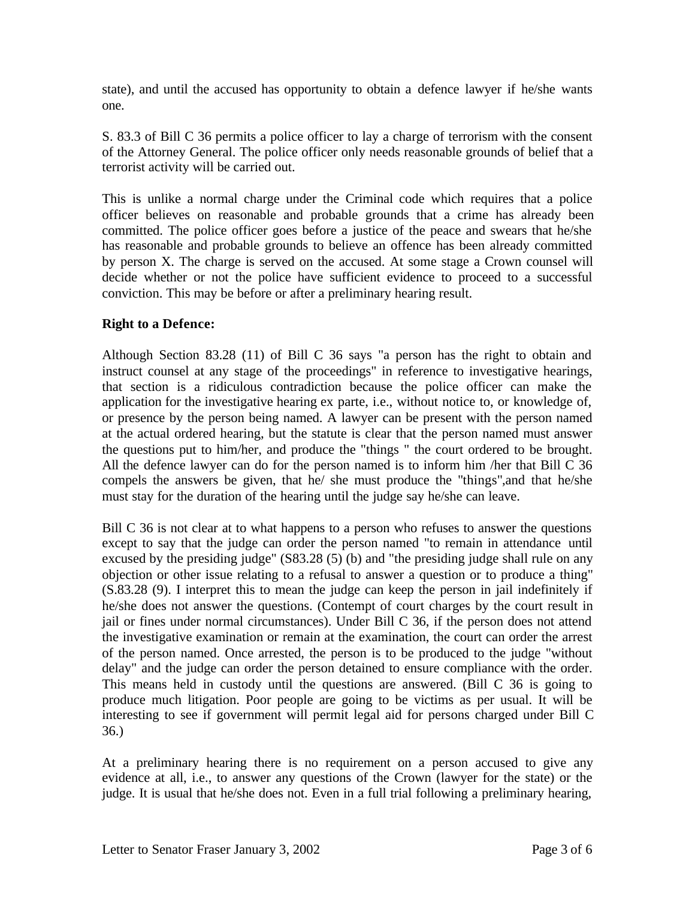state), and until the accused has opportunity to obtain a defence lawyer if he/she wants one.

S. 83.3 of Bill C 36 permits a police officer to lay a charge of terrorism with the consent of the Attorney General. The police officer only needs reasonable grounds of belief that a terrorist activity will be carried out.

This is unlike a normal charge under the Criminal code which requires that a police officer believes on reasonable and probable grounds that a crime has already been committed. The police officer goes before a justice of the peace and swears that he/she has reasonable and probable grounds to believe an offence has been already committed by person X. The charge is served on the accused. At some stage a Crown counsel will decide whether or not the police have sufficient evidence to proceed to a successful conviction. This may be before or after a preliminary hearing result.

**Right to a Defence:**

Although Section 83.28 (11) of Bill C 36 says "a person has the right to obtain and instruct counsel at any stage of the proceedings" in reference to investigative hearings, that section is a ridiculous contradiction because the police officer can make the application for the investigative hearing ex parte, i.e., without notice to, or knowledge of, or presence by the person being named. A lawyer can be present with the person named at the actual ordered hearing, but the statute is clear that the person named must answer the questions put to him/her, and produce the "things " the court ordered to be brought. All the defence lawyer can do for the person named is to inform him /her that Bill C 36 compels the answers be given, that he/ she must produce the "things",and that he/she must stay for the duration of the hearing until the judge say he/she can leave.

Bill C 36 is not clear at to what happens to a person who refuses to answer the questions except to say that the judge can order the person named "to remain in attendance until excused by the presiding judge" (S83.28 (5) (b) and "the presiding judge shall rule on any objection or other issue relating to a refusal to answer a question or to produce a thing" (S.83.28 (9). I interpret this to mean the judge can keep the person in jail indefinitely if he/she does not answer the questions. (Contempt of court charges by the court result in jail or fines under normal circumstances). Under Bill C 36, if the person does not attend the investigative examination or remain at the examination, the court can order the arrest of the person named. Once arrested, the person is to be produced to the judge "without delay" and the judge can order the person detained to ensure compliance with the order. This means held in custody until the questions are answered. (Bill C 36 is going to produce much litigation. Poor people are going to be victims as per usual. It will be interesting to see if government will permit legal aid for persons charged under Bill C 36.)

At a preliminary hearing there is no requirement on a person accused to give any evidence at all, i.e., to answer any questions of the Crown (lawyer for the state) or the judge. It is usual that he/she does not. Even in a full trial following a preliminary hearing,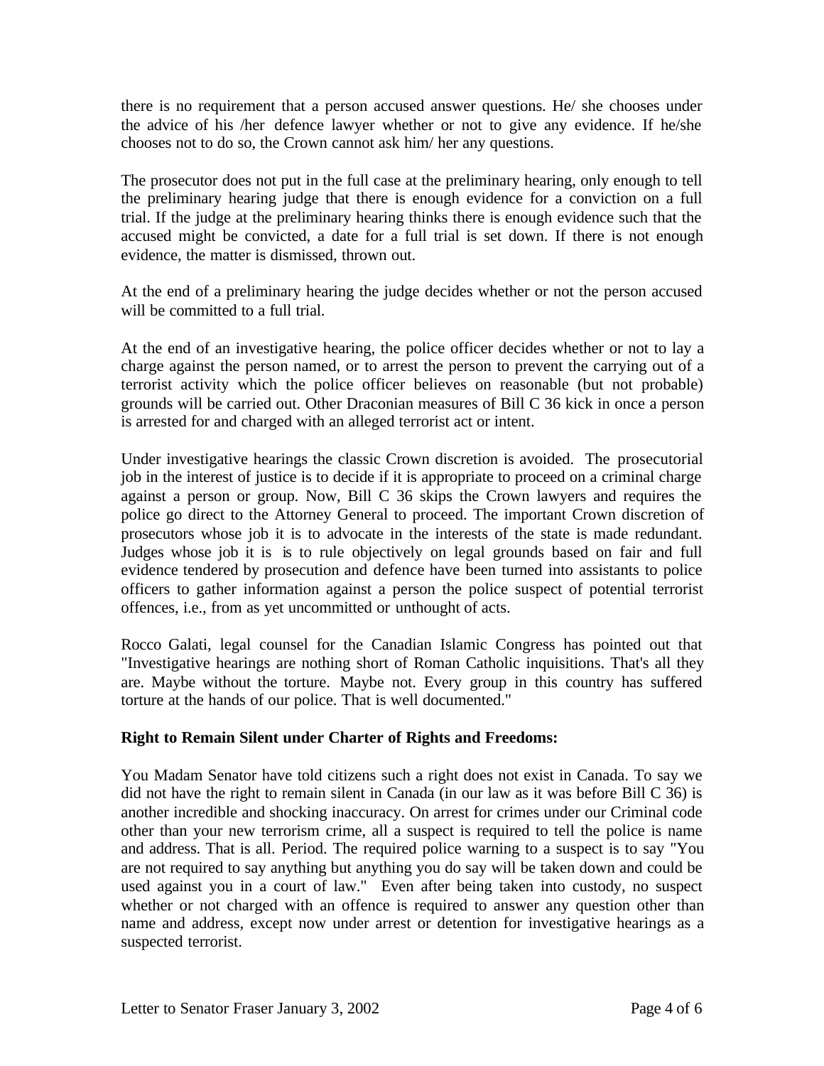there is no requirement that a person accused answer questions. He/ she chooses under the advice of his /her defence lawyer whether or not to give any evidence. If he/she chooses not to do so, the Crown cannot ask him/ her any questions.

The prosecutor does not put in the full case at the preliminary hearing, only enough to tell the preliminary hearing judge that there is enough evidence for a conviction on a full trial. If the judge at the preliminary hearing thinks there is enough evidence such that the accused might be convicted, a date for a full trial is set down. If there is not enough evidence, the matter is dismissed, thrown out.

At the end of a preliminary hearing the judge decides whether or not the person accused will be committed to a full trial.

At the end of an investigative hearing, the police officer decides whether or not to lay a charge against the person named, or to arrest the person to prevent the carrying out of a terrorist activity which the police officer believes on reasonable (but not probable) grounds will be carried out. Other Draconian measures of Bill C 36 kick in once a person is arrested for and charged with an alleged terrorist act or intent.

Under investigative hearings the classic Crown discretion is avoided. The prosecutorial job in the interest of justice is to decide if it is appropriate to proceed on a criminal charge against a person or group. Now, Bill C 36 skips the Crown lawyers and requires the police go direct to the Attorney General to proceed. The important Crown discretion of prosecutors whose job it is to advocate in the interests of the state is made redundant. Judges whose job it is is to rule objectively on legal grounds based on fair and full evidence tendered by prosecution and defence have been turned into assistants to police officers to gather information against a person the police suspect of potential terrorist offences, i.e., from as yet uncommitted or unthought of acts.

Rocco Galati, legal counsel for the Canadian Islamic Congress has pointed out that "Investigative hearings are nothing short of Roman Catholic inquisitions. That's all they are. Maybe without the torture. Maybe not. Every group in this country has suffered torture at the hands of our police. That is well documented."

**Right to Remain Silent under Charter of Rights and Freedoms:**

You Madam Senator have told citizens such a right does not exist in Canada. To say we did not have the right to remain silent in Canada (in our law as it was before Bill C 36) is another incredible and shocking inaccuracy. On arrest for crimes under our Criminal code other than your new terrorism crime, all a suspect is required to tell the police is name and address. That is all. Period. The required police warning to a suspect is to say "You are not required to say anything but anything you do say will be taken down and could be used against you in a court of law." Even after being taken into custody, no suspect whether or not charged with an offence is required to answer any question other than name and address, except now under arrest or detention for investigative hearings as a suspected terrorist.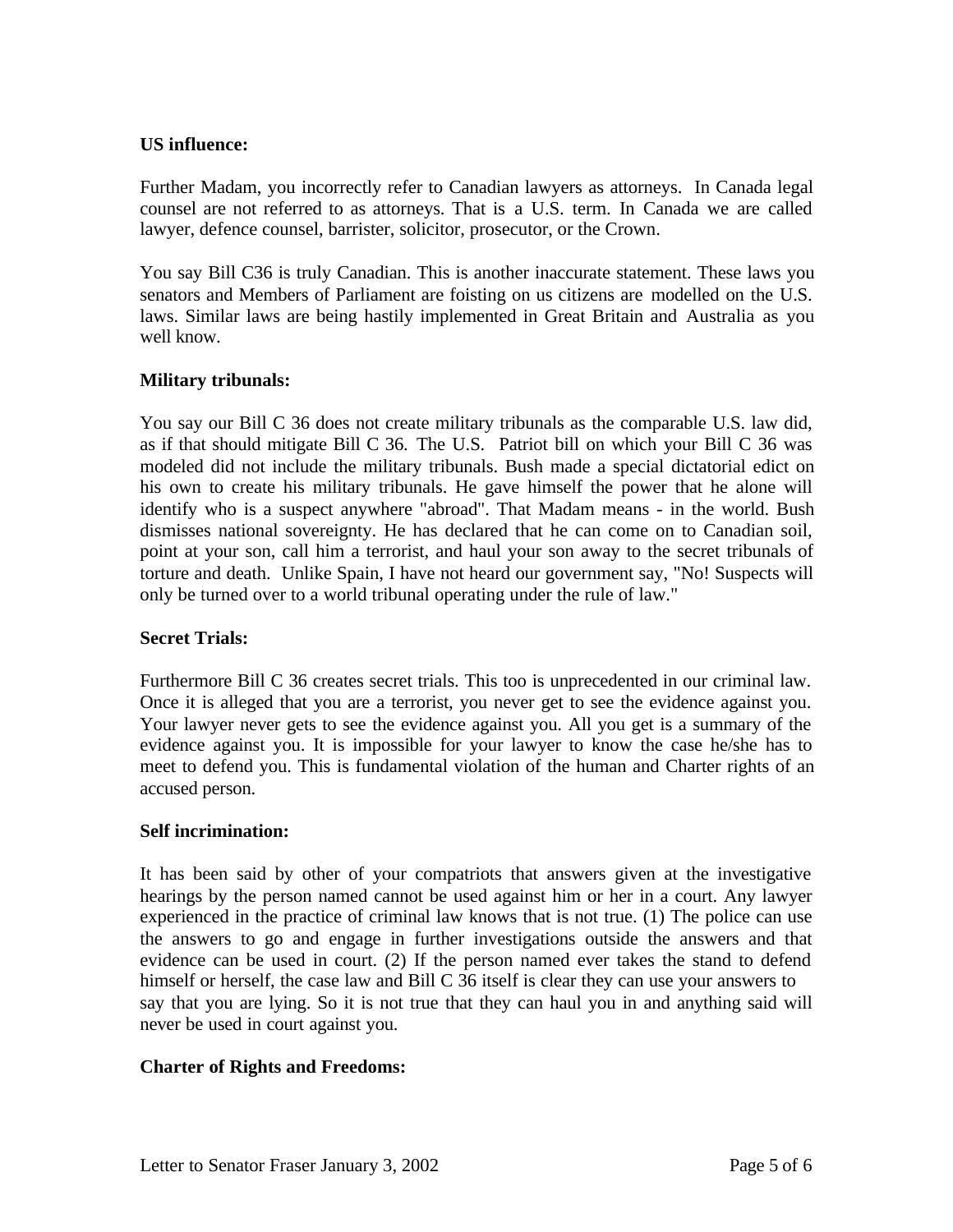**US influence:**

Further Madam, you incorrectly refer to Canadian lawyers as attorneys. In Canada legal counsel are not referred to as attorneys. That is a U.S. term. In Canada we are called lawyer, defence counsel, barrister, solicitor, prosecutor, or the Crown.

You say Bill C36 is truly Canadian. This is another inaccurate statement. These laws you senators and Members of Parliament are foisting on us citizens are modelled on the U.S. laws. Similar laws are being hastily implemented in Great Britain and Australia as you well know.

**Military tribunals:**

You say our Bill C 36 does not create military tribunals as the comparable U.S. law did, as if that should mitigate Bill C 36. The U.S. Patriot bill on which your Bill C 36 was modeled did not include the military tribunals. Bush made a special dictatorial edict on his own to create his military tribunals. He gave himself the power that he alone will identify who is a suspect anywhere "abroad". That Madam means - in the world. Bush dismisses national sovereignty. He has declared that he can come on to Canadian soil, point at your son, call him a terrorist, and haul your son away to the secret tribunals of torture and death. Unlike Spain, I have not heard our government say, "No! Suspects will only be turned over to a world tribunal operating under the rule of law."

**Secret Trials:**

Furthermore Bill C 36 creates secret trials. This too is unprecedented in our criminal law. Once it is alleged that you are a terrorist, you never get to see the evidence against you. Your lawyer never gets to see the evidence against you. All you get is a summary of the evidence against you. It is impossible for your lawyer to know the case he/she has to meet to defend you. This is fundamental violation of the human and Charter rights of an accused person.

**Self incrimination:**

It has been said by other of your compatriots that answers given at the investigative hearings by the person named cannot be used against him or her in a court. Any lawyer experienced in the practice of criminal law knows that is not true. (1) The police can use the answers to go and engage in further investigations outside the answers and that evidence can be used in court. (2) If the person named ever takes the stand to defend himself or herself, the case law and Bill C 36 itself is clear they can use your answers to say that you are lying. So it is not true that they can haul you in and anything said will never be used in court against you.

**Charter of Rights and Freedoms:**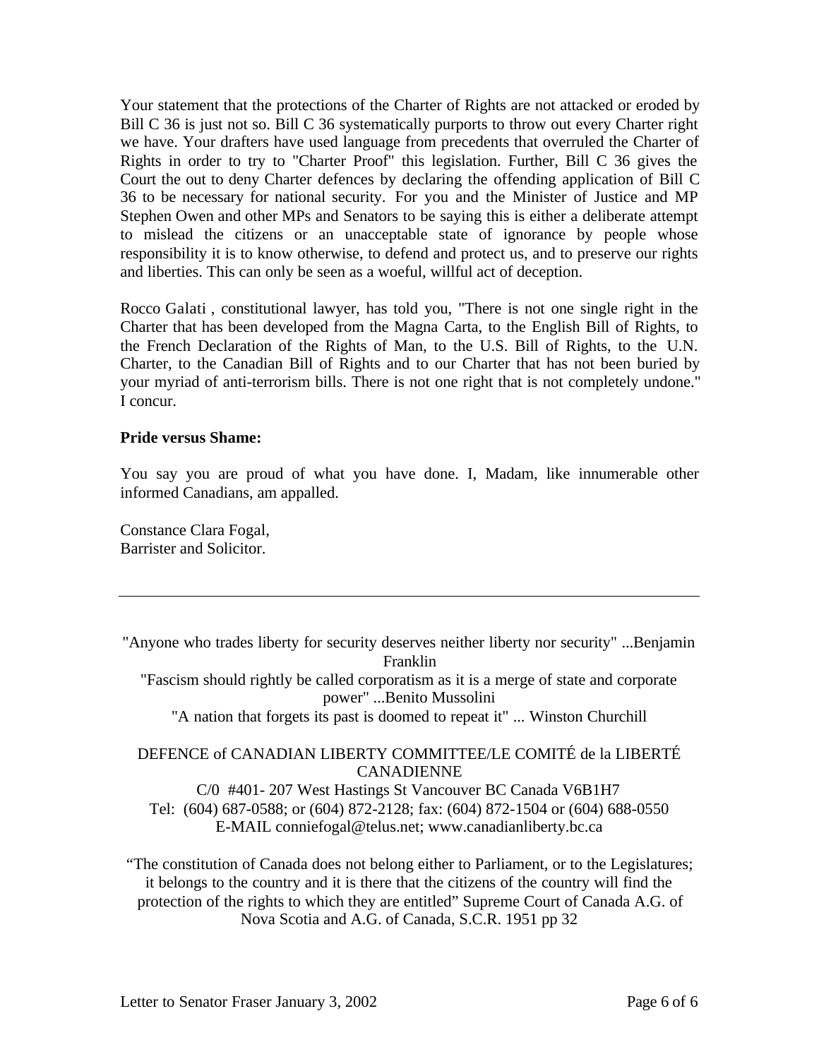Your statement that the protections of the Charter of Rights are not attacked or eroded by Bill C 36 is just not so. Bill C 36 systematically purports to throw out every Charter right we have. Your drafters have used language from precedents that overruled the Charter of Rights in order to try to "Charter Proof" this legislation. Further, Bill C 36 gives the Court the out to deny Charter defences by declaring the offending application of Bill C 36 to be necessary for national security. For you and the Minister of Justice and MP Stephen Owen and other MPs and Senators to be saying this is either a deliberate attempt to mislead the citizens or an unacceptable state of ignorance by people whose responsibility it is to know otherwise, to defend and protect us, and to preserve our rights and liberties. This can only be seen as a woeful, willful act of deception.

Rocco Galati , constitutional lawyer, has told you, "There is not one single right in the Charter that has been developed from the Magna Carta, to the English Bill of Rights, to the French Declaration of the Rights of Man, to the U.S. Bill of Rights, to the U.N. Charter, to the Canadian Bill of Rights and to our Charter that has not been buried by your myriad of anti-terrorism bills. There is not one right that is not completely undone." I concur.

**Pride versus Shame:**

You say you are proud of what you have done. I, Madam, like innumerable other informed Canadians, am appalled.

Constance Clara Fogal,
Barrister and Solicitor.

---

"Anyone who trades liberty for security deserves neither liberty nor security" ...Benjamin Franklin

"Fascism should rightly be called corporatism as it is a merge of state and corporate power" ...Benito Mussolini

"A nation that forgets its past is doomed to repeat it" ... Winston Churchill

DEFENCE of CANADIAN LIBERTY COMMITTEE/LE COMITÉ de la LIBERTÉ CANADIENNE

C/0 #401- 207 West Hastings St Vancouver BC Canada V6B1H7

Tel: (604) 687-0588; or (604) 872-2128; fax: (604) 872-1504 or (604) 688-0550

E-MAIL conniefogal@telus.net; www.canadianliberty.bc.ca

"The constitution of Canada does not belong either to Parliament, or to the Legislatures; it belongs to the country and it is there that the citizens of the country will find the protection of the rights to which they are entitled" Supreme Court of Canada A.G. of Nova Scotia and A.G. of Canada, S.C.R. 1951 pp 32